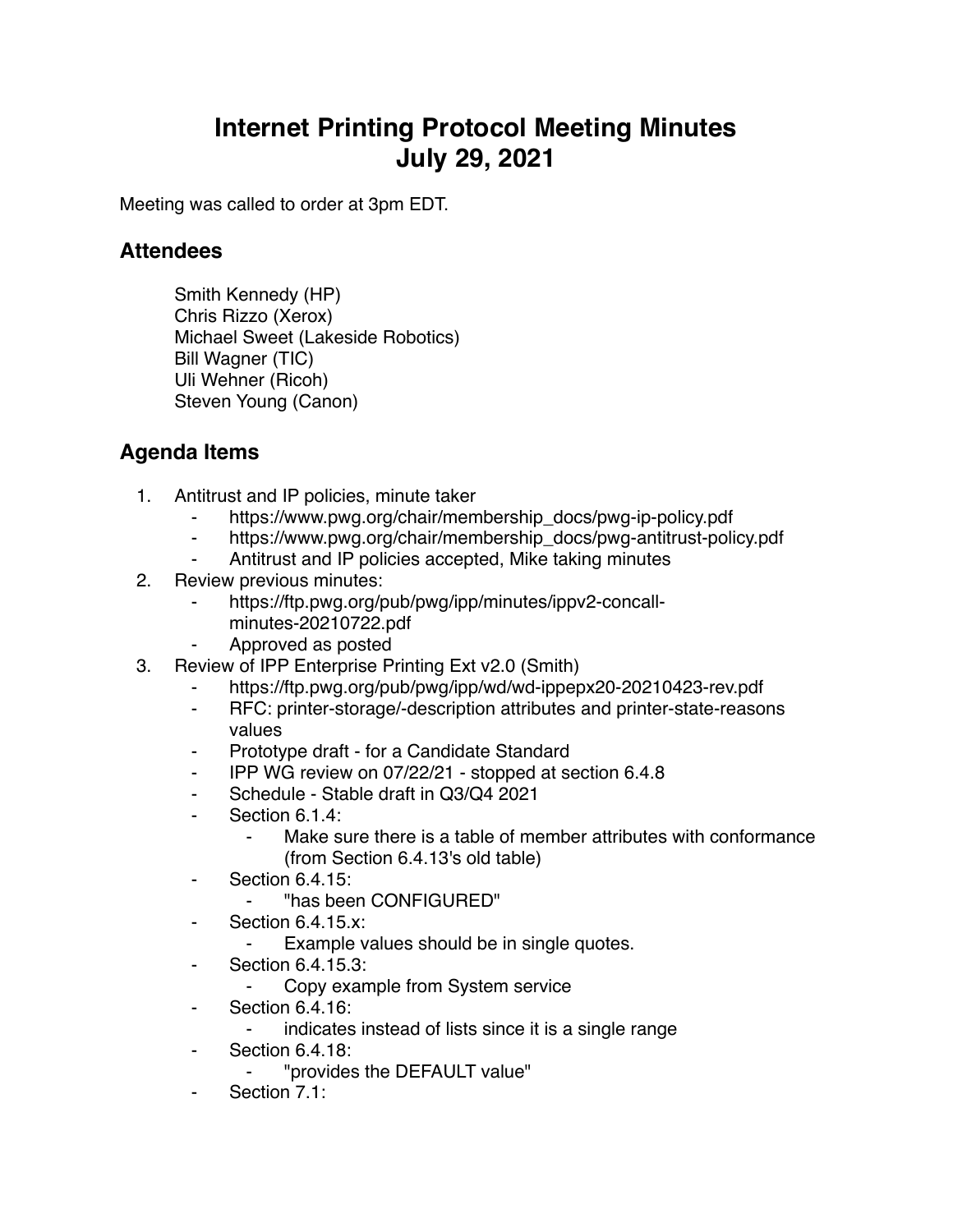# Internet Printing Protocol Meeting Minutes
# July 29, 2021

Meeting was called to order at 3pm EDT.

## Attendees

Smith Kennedy (HP)
Chris Rizzo (Xerox)
Michael Sweet (Lakeside Robotics)
Bill Wagner (TIC)
Uli Wehner (Ricoh)
Steven Young (Canon)

## Agenda Items

1. Antitrust and IP policies, minute taker
    - https://www.pwg.org/chair/membership_docs/pwg-ip-policy.pdf
    - https://www.pwg.org/chair/membership_docs/pwg-antitrust-policy.pdf
    - Antitrust and IP policies accepted, Mike taking minutes
2. Review previous minutes:
    - https://ftp.pwg.org/pub/pwg/ipp/minutes/ippv2-concall-minutes-20210722.pdf
    - Approved as posted
3. Review of IPP Enterprise Printing Ext v2.0 (Smith)
    - https://ftp.pwg.org/pub/pwg/ipp/wd/wd-ippepx20-20210423-rev.pdf
    - RFC: printer-storage/-description attributes and printer-state-reasons values
    - Prototype draft - for a Candidate Standard
    - IPP WG review on 07/22/21 - stopped at section 6.4.8
    - Schedule - Stable draft in Q3/Q4 2021
    - Section 6.1.4:
        - Make sure there is a table of member attributes with conformance (from Section 6.4.13's old table)
    - Section 6.4.15:
        - "has been CONFIGURED"
    - Section 6.4.15.x:
        - Example values should be in single quotes.
    - Section 6.4.15.3:
        - Copy example from System service
    - Section 6.4.16:
        - indicates instead of lists since it is a single range
    - Section 6.4.18:
        - "provides the DEFAULT value"
    - Section 7.1: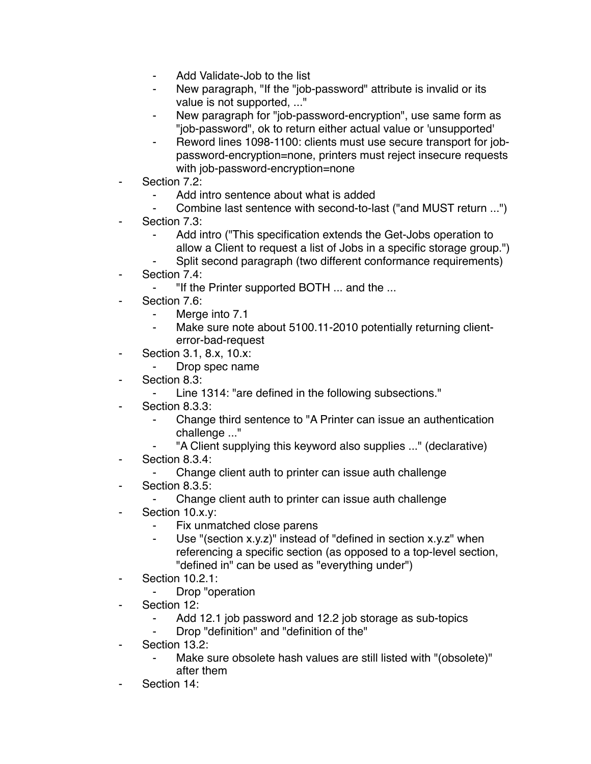- Add Validate-Job to the list
    - New paragraph, "If the "job-password" attribute is invalid or its value is not supported, ..."
    - New paragraph for "job-password-encryption", use same form as "job-password", ok to return either actual value or 'unsupported'
    - Reword lines 1098-1100: clients must use secure transport for job-password-encryption=none, printers must reject insecure requests with job-password-encryption=none
- Section 7.2:
    - Add intro sentence about what is added
    - Combine last sentence with second-to-last ("and MUST return ...")
- Section 7.3:
    - Add intro ("This specification extends the Get-Jobs operation to allow a Client to request a list of Jobs in a specific storage group.")
    - Split second paragraph (two different conformance requirements)
- Section 7.4:
    - "If the Printer supported BOTH ... and the ...
- Section 7.6:
    - Merge into 7.1
    - Make sure note about 5100.11-2010 potentially returning client-error-bad-request
- Section 3.1, 8.x, 10.x:
    - Drop spec name
- Section 8.3:
    - Line 1314: "are defined in the following subsections."
- Section 8.3.3:
    - Change third sentence to "A Printer can issue an authentication challenge ..."
    - "A Client supplying this keyword also supplies ..." (declarative)
- Section 8.3.4:
    - Change client auth to printer can issue auth challenge
- Section 8.3.5:
    - Change client auth to printer can issue auth challenge
- Section 10.x.y:
    - Fix unmatched close parens
    - Use "(section x.y.z)" instead of "defined in section x.y.z" when referencing a specific section (as opposed to a top-level section, "defined in" can be used as "everything under")
- Section 10.2.1:
    - Drop "operation
- Section 12:
    - Add 12.1 job password and 12.2 job storage as sub-topics
    - Drop "definition" and "definition of the"
- Section 13.2:
    - Make sure obsolete hash values are still listed with "(obsolete)" after them
- Section 14: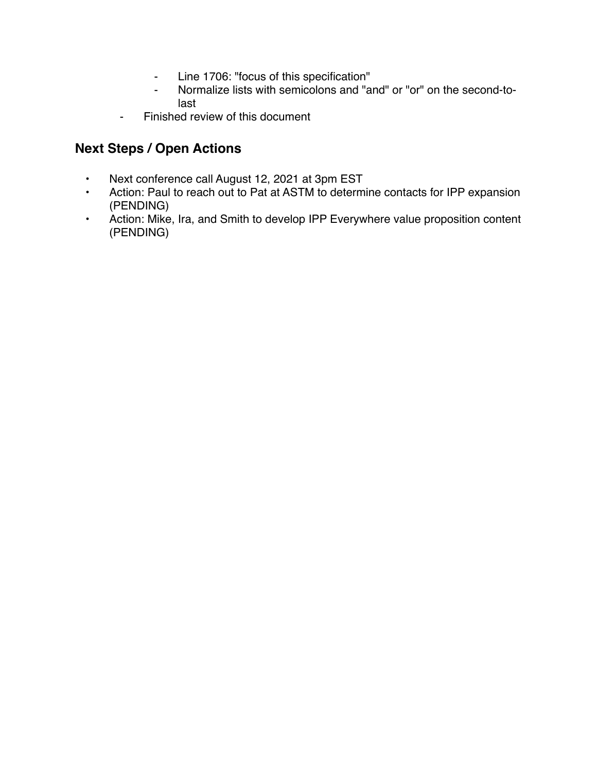- Line 1706: "focus of this specification"
    - Normalize lists with semicolons and "and" or "or" on the second-to-last
- Finished review of this document

## Next Steps / Open Actions

- Next conference call August 12, 2021 at 3pm EST
- Action: Paul to reach out to Pat at ASTM to determine contacts for IPP expansion (PENDING)
- Action: Mike, Ira, and Smith to develop IPP Everywhere value proposition content (PENDING)